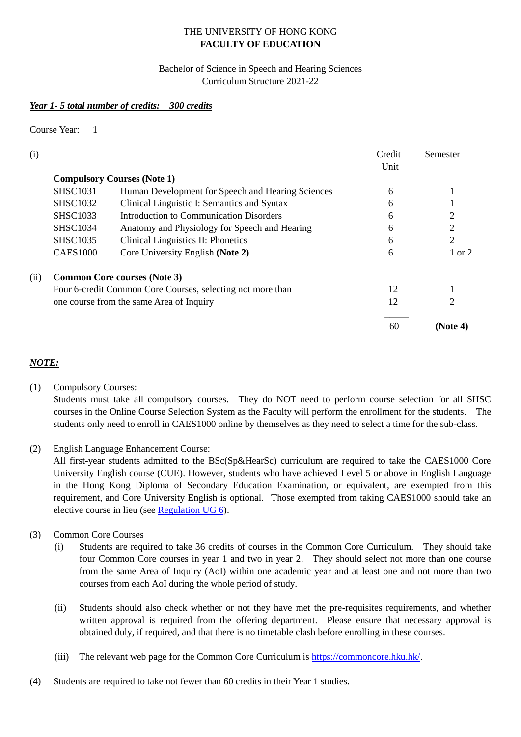# THE UNIVERSITY OF HONG KONG
## FACULTY OF EDUCATION

Bachelor of Science in Speech and Hearing Sciences
Curriculum Structure 2021-22

***Year 1- 5 total number of credits: 300 credits***

Course Year: 1

| | | | Credit Unit | Semester |
|---|---|---|---|---|
| (i) | **Compulsory Courses (Note 1)** | | | |
| | SHSC1031 | Human Development for Speech and Hearing Sciences | 6 | 1 |
| | SHSC1032 | Clinical Linguistic I: Semantics and Syntax | 6 | 1 |
| | SHSC1033 | Introduction to Communication Disorders | 6 | 2 |
| | SHSC1034 | Anatomy and Physiology for Speech and Hearing | 6 | 2 |
| | SHSC1035 | Clinical Linguistics II: Phonetics | 6 | 2 |
| | CAES1000 | Core University English **(Note 2)** | 6 | 1 or 2 |
| (ii) | **Common Core courses (Note 3)** | | | |
| | Four 6-credit Common Core Courses, selecting not more than | | 12 | 1 |
| | one course from the same Area of Inquiry | | 12 | 2 |
| | | | 60 | **(Note 4)** |

***NOTE:***

(1) Compulsory Courses:
Students must take all compulsory courses. They do NOT need to perform course selection for all SHSC courses in the Online Course Selection System as the Faculty will perform the enrollment for the students. The students only need to enroll in CAES1000 online by themselves as they need to select a time for the sub-class.

(2) English Language Enhancement Course:
All first-year students admitted to the BSc(Sp&HearSc) curriculum are required to take the CAES1000 Core University English course (CUE). However, students who have achieved Level 5 or above in English Language in the Hong Kong Diploma of Secondary Education Examination, or equivalent, are exempted from this requirement, and Core University English is optional. Those exempted from taking CAES1000 should take an elective course in lieu (see Regulation UG 6).

(3) Common Core Courses
   (i) Students are required to take 36 credits of courses in the Common Core Curriculum. They should take four Common Core courses in year 1 and two in year 2. They should select not more than one course from the same Area of Inquiry (AoI) within one academic year and at least one and not more than two courses from each AoI during the whole period of study.

   (ii) Students should also check whether or not they have met the pre-requisites requirements, and whether written approval is required from the offering department. Please ensure that necessary approval is obtained duly, if required, and that there is no timetable clash before enrolling in these courses.

   (iii) The relevant web page for the Common Core Curriculum is https://commoncore.hku.hk/.

(4) Students are required to take not fewer than 60 credits in their Year 1 studies.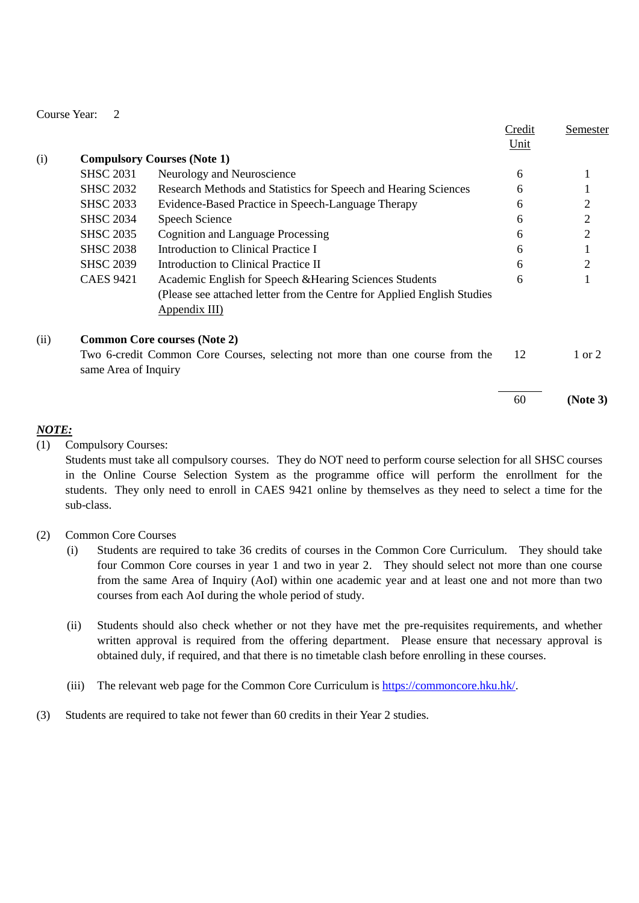Course Year: 2

| | | | Credit Unit | Semester |
|---|---|---|---|---|
| (i) | **Compulsory Courses (Note 1)** | | | |
| | SHSC 2031 | Neurology and Neuroscience | 6 | 1 |
| | SHSC 2032 | Research Methods and Statistics for Speech and Hearing Sciences | 6 | 1 |
| | SHSC 2033 | Evidence-Based Practice in Speech-Language Therapy | 6 | 2 |
| | SHSC 2034 | Speech Science | 6 | 2 |
| | SHSC 2035 | Cognition and Language Processing | 6 | 2 |
| | SHSC 2038 | Introduction to Clinical Practice I | 6 | 1 |
| | SHSC 2039 | Introduction to Clinical Practice II | 6 | 2 |
| | CAES 9421 | Academic English for Speech &Hearing Sciences Students (Please see attached letter from the Centre for Applied English Studies Appendix III) | 6 | 1 |
| (ii) | **Common Core courses (Note 2)** | | | |
| | Two 6-credit Common Core Courses, selecting not more than one course from the same Area of Inquiry | | 12 | 1 or 2 |
| | | | 60 | **(Note 3)** |

***NOTE:***

(1) Compulsory Courses:
Students must take all compulsory courses. They do NOT need to perform course selection for all SHSC courses in the Online Course Selection System as the programme office will perform the enrollment for the students. They only need to enroll in CAES 9421 online by themselves as they need to select a time for the sub-class.

(2) Common Core Courses

- (i) Students are required to take 36 credits of courses in the Common Core Curriculum. They should take four Common Core courses in year 1 and two in year 2. They should select not more than one course from the same Area of Inquiry (AoI) within one academic year and at least one and not more than two courses from each AoI during the whole period of study.

- (ii) Students should also check whether or not they have met the pre-requisites requirements, and whether written approval is required from the offering department. Please ensure that necessary approval is obtained duly, if required, and that there is no timetable clash before enrolling in these courses.

- (iii) The relevant web page for the Common Core Curriculum is https://commoncore.hku.hk/.

(3) Students are required to take not fewer than 60 credits in their Year 2 studies.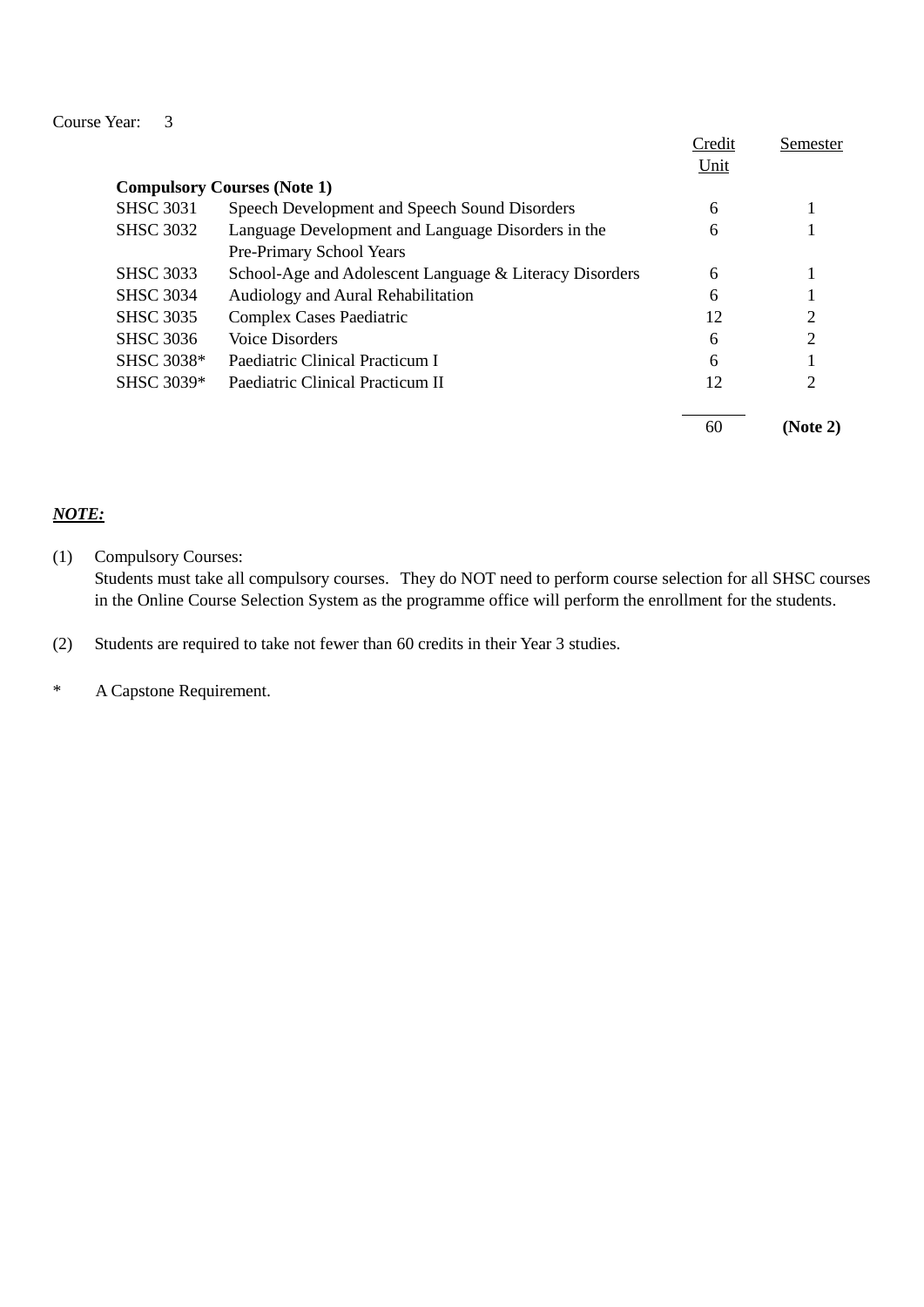Course Year: 3

| | | Credit Unit | Semester |
|---|---|---|---|
| **Compulsory Courses (Note 1)** | | | |
| SHSC 3031 | Speech Development and Speech Sound Disorders | 6 | 1 |
| SHSC 3032 | Language Development and Language Disorders in the Pre-Primary School Years | 6 | 1 |
| SHSC 3033 | School-Age and Adolescent Language & Literacy Disorders | 6 | 1 |
| SHSC 3034 | Audiology and Aural Rehabilitation | 6 | 1 |
| SHSC 3035 | Complex Cases Paediatric | 12 | 2 |
| SHSC 3036 | Voice Disorders | 6 | 2 |
| SHSC 3038* | Paediatric Clinical Practicum I | 6 | 1 |
| SHSC 3039* | Paediatric Clinical Practicum II | 12 | 2 |
| | | 60 | **(Note 2)** |

***NOTE:***

(1) Compulsory Courses:
Students must take all compulsory courses. They do NOT need to perform course selection for all SHSC courses in the Online Course Selection System as the programme office will perform the enrollment for the students.

(2) Students are required to take not fewer than 60 credits in their Year 3 studies.

\* A Capstone Requirement.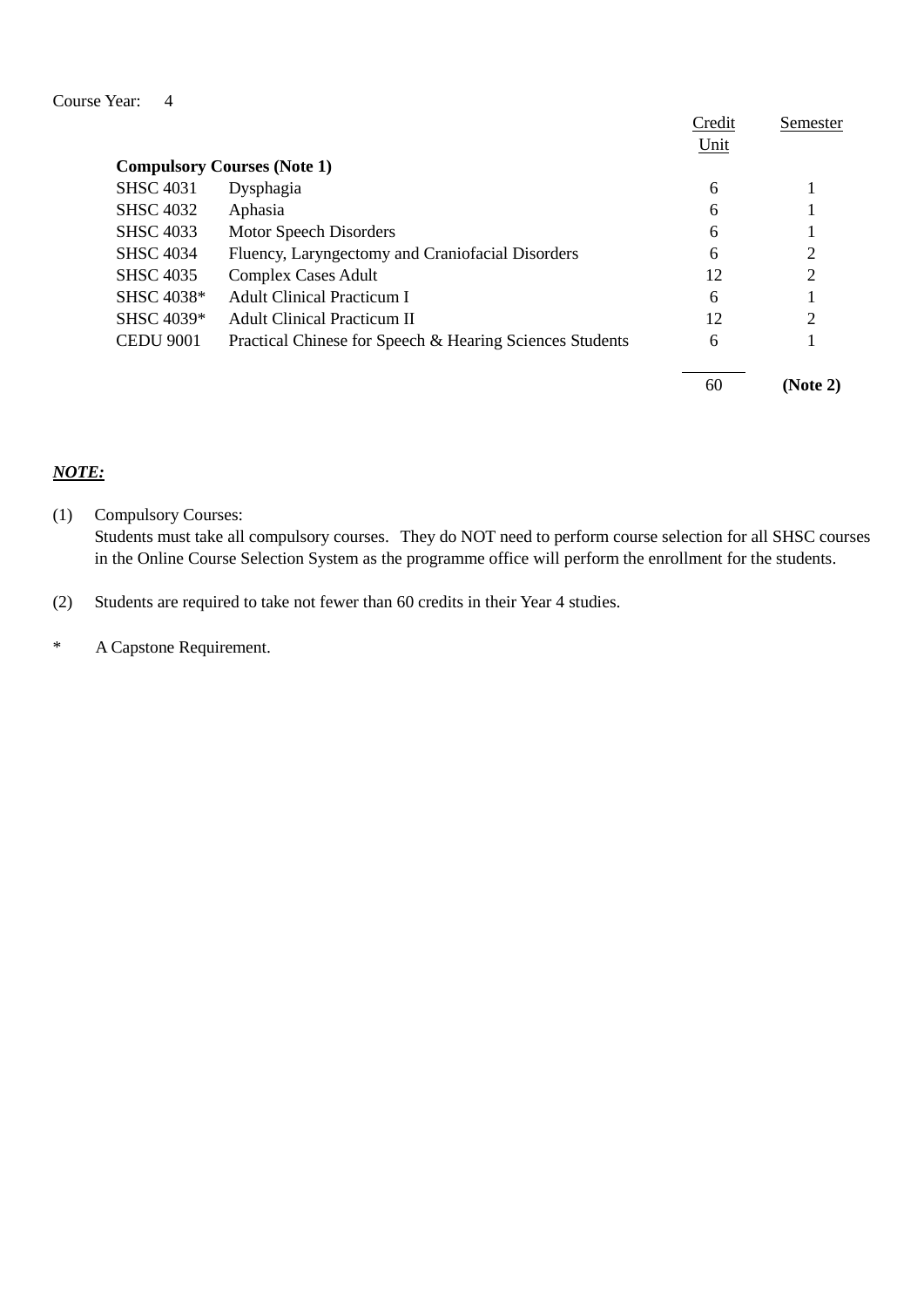Course Year: 4

| | | Credit Unit | Semester |
|---|---|---|---|
| **Compulsory Courses (Note 1)** | | | |
| SHSC 4031 | Dysphagia | 6 | 1 |
| SHSC 4032 | Aphasia | 6 | 1 |
| SHSC 4033 | Motor Speech Disorders | 6 | 1 |
| SHSC 4034 | Fluency, Laryngectomy and Craniofacial Disorders | 6 | 2 |
| SHSC 4035 | Complex Cases Adult | 12 | 2 |
| SHSC 4038* | Adult Clinical Practicum I | 6 | 1 |
| SHSC 4039* | Adult Clinical Practicum II | 12 | 2 |
| CEDU 9001 | Practical Chinese for Speech & Hearing Sciences Students | 6 | 1 |
| | | 60 | **(Note 2)** |

***NOTE:***

(1) Compulsory Courses:
Students must take all compulsory courses. They do NOT need to perform course selection for all SHSC courses in the Online Course Selection System as the programme office will perform the enrollment for the students.

(2) Students are required to take not fewer than 60 credits in their Year 4 studies.

\* A Capstone Requirement.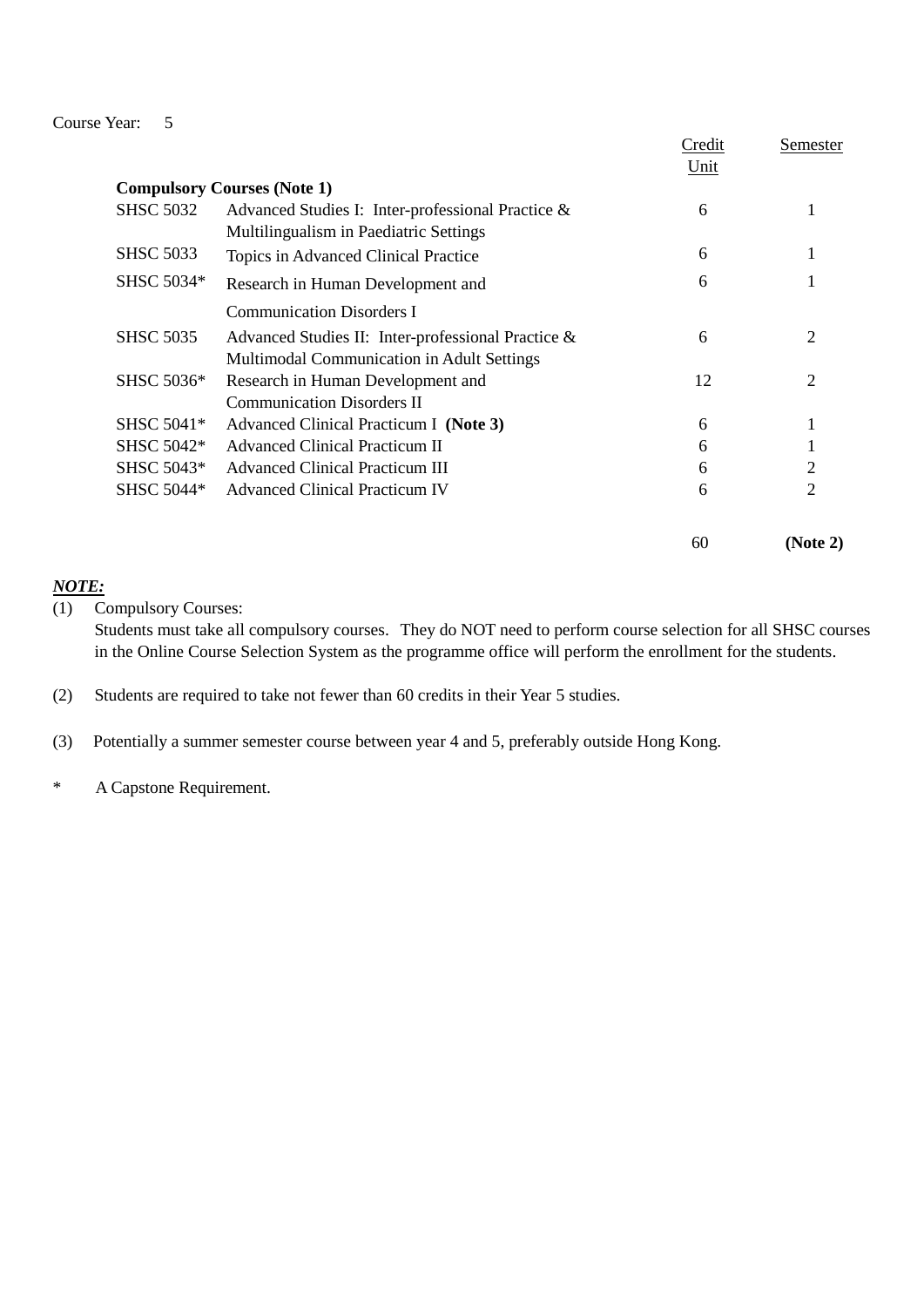Course Year: 5

| | | Credit Unit | Semester |
|---|---|---|---|
| **Compulsory Courses (Note 1)** | | | |
| SHSC 5032 | Advanced Studies I: Inter-professional Practice & Multilingualism in Paediatric Settings | 6 | 1 |
| SHSC 5033 | Topics in Advanced Clinical Practice | 6 | 1 |
| SHSC 5034* | Research in Human Development and Communication Disorders I | 6 | 1 |
| SHSC 5035 | Advanced Studies II: Inter-professional Practice & Multimodal Communication in Adult Settings | 6 | 2 |
| SHSC 5036* | Research in Human Development and Communication Disorders II | 12 | 2 |
| SHSC 5041* | Advanced Clinical Practicum I **(Note 3)** | 6 | 1 |
| SHSC 5042* | Advanced Clinical Practicum II | 6 | 1 |
| SHSC 5043* | Advanced Clinical Practicum III | 6 | 2 |
| SHSC 5044* | Advanced Clinical Practicum IV | 6 | 2 |
| | | 60 | **(Note 2)** |

***NOTE:***

(1) Compulsory Courses:
Students must take all compulsory courses. They do NOT need to perform course selection for all SHSC courses in the Online Course Selection System as the programme office will perform the enrollment for the students.

(2) Students are required to take not fewer than 60 credits in their Year 5 studies.

(3) Potentially a summer semester course between year 4 and 5, preferably outside Hong Kong.

\* A Capstone Requirement.